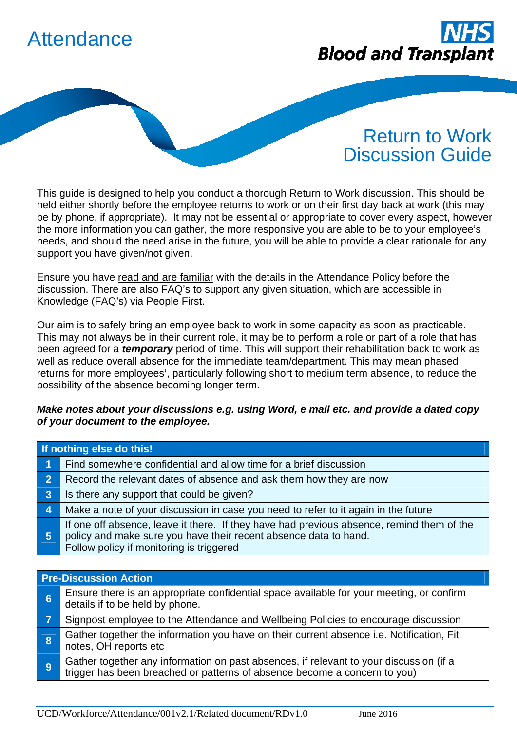# Attendance

NHS Blood and Transplant

## Return to Work Discussion Guide

This guide is designed to help you conduct a thorough Return to Work discussion. This should be held either shortly before the employee returns to work or on their first day back at work (this may be by phone, if appropriate). It may not be essential or appropriate to cover every aspect, however the more information you can gather, the more responsive you are able to be to your employee's needs, and should the need arise in the future, you will be able to provide a clear rationale for any support you have given/not given.

Ensure you have read and are familiar with the details in the Attendance Policy before the discussion. There are also FAQ's to support any given situation, which are accessible in Knowledge (FAQ's) via People First.

Our aim is to safely bring an employee back to work in some capacity as soon as practicable. This may not always be in their current role, it may be to perform a role or part of a role that has been agreed for a ***temporary*** period of time. This will support their rehabilitation back to work as well as reduce overall absence for the immediate team/department. This may mean phased returns for more employees', particularly following short to medium term absence, to reduce the possibility of the absence becoming longer term.

***Make notes about your discussions e.g. using Word, e mail etc. and provide a dated copy of your document to the employee.***

| **If nothing else do this!** | |
|---|---|
| 1 | Find somewhere confidential and allow time for a brief discussion |
| 2 | Record the relevant dates of absence and ask them how they are now |
| 3 | Is there any support that could be given? |
| 4 | Make a note of your discussion in case you need to refer to it again in the future |
| 5 | If one off absence, leave it there. If they have had previous absence, remind them of the policy and make sure you have their recent absence data to hand.<br>Follow policy if monitoring is triggered |

| **Pre-Discussion Action** | |
|---|---|
| 6 | Ensure there is an appropriate confidential space available for your meeting, or confirm details if to be held by phone. |
| 7 | Signpost employee to the Attendance and Wellbeing Policies to encourage discussion |
| 8 | Gather together the information you have on their current absence i.e. Notification, Fit notes, OH reports etc |
| 9 | Gather together any information on past absences, if relevant to your discussion (if a trigger has been breached or patterns of absence become a concern to you) |

UCD/Workforce/Attendance/001v2.1/Related document/RDv1.0 June 2016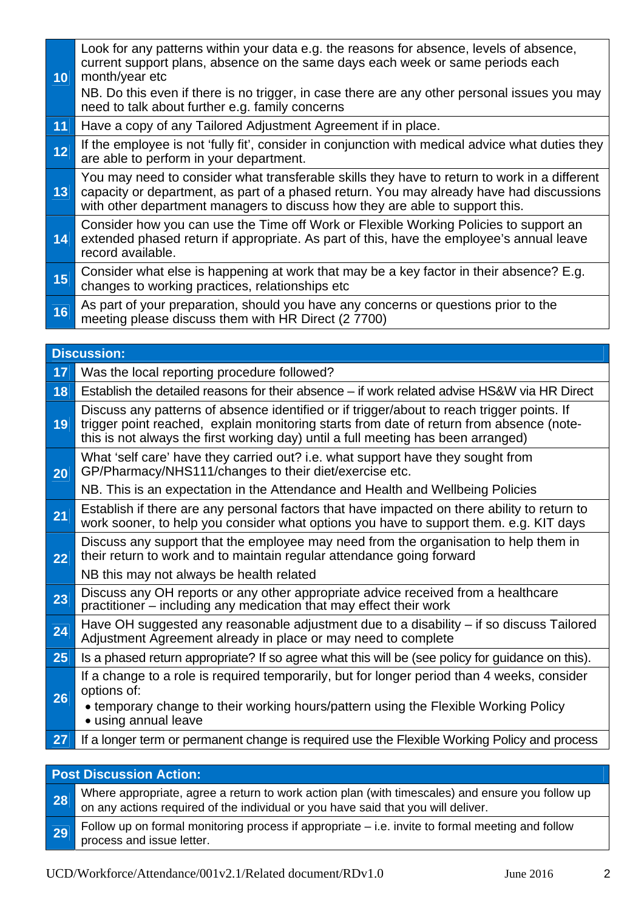| | |
|---|---|
| 10 | Look for any patterns within your data e.g. the reasons for absence, levels of absence, current support plans, absence on the same days each week or same periods each month/year etc<br>NB. Do this even if there is no trigger, in case there are any other personal issues you may need to talk about further e.g. family concerns |
| 11 | Have a copy of any Tailored Adjustment Agreement if in place. |
| 12 | If the employee is not 'fully fit', consider in conjunction with medical advice what duties they are able to perform in your department. |
| 13 | You may need to consider what transferable skills they have to return to work in a different capacity or department, as part of a phased return. You may already have had discussions with other department managers to discuss how they are able to support this. |
| 14 | Consider how you can use the Time off Work or Flexible Working Policies to support an extended phased return if appropriate. As part of this, have the employee's annual leave record available. |
| 15 | Consider what else is happening at work that may be a key factor in their absence? E.g. changes to working practices, relationships etc |
| 16 | As part of your preparation, should you have any concerns or questions prior to the meeting please discuss them with HR Direct (2 7700) |

| **Discussion:** | |
|---|---|
| 17 | Was the local reporting procedure followed? |
| 18 | Establish the detailed reasons for their absence – if work related advise HS&W via HR Direct |
| 19 | Discuss any patterns of absence identified or if trigger/about to reach trigger points. If trigger point reached, explain monitoring starts from date of return from absence (note- this is not always the first working day) until a full meeting has been arranged) |
| 20 | What 'self care' have they carried out? i.e. what support have they sought from GP/Pharmacy/NHS111/changes to their diet/exercise etc.<br>NB. This is an expectation in the Attendance and Health and Wellbeing Policies |
| 21 | Establish if there are any personal factors that have impacted on there ability to return to work sooner, to help you consider what options you have to support them. e.g. KIT days |
| 22 | Discuss any support that the employee may need from the organisation to help them in their return to work and to maintain regular attendance going forward<br>NB this may not always be health related |
| 23 | Discuss any OH reports or any other appropriate advice received from a healthcare practitioner – including any medication that may effect their work |
| 24 | Have OH suggested any reasonable adjustment due to a disability – if so discuss Tailored Adjustment Agreement already in place or may need to complete |
| 25 | Is a phased return appropriate? If so agree what this will be (see policy for guidance on this). |
| 26 | If a change to a role is required temporarily, but for longer period than 4 weeks, consider options of:<br>• temporary change to their working hours/pattern using the Flexible Working Policy<br>• using annual leave |
| 27 | If a longer term or permanent change is required use the Flexible Working Policy and process |

| **Post Discussion Action:** | |
|---|---|
| 28 | Where appropriate, agree a return to work action plan (with timescales) and ensure you follow up on any actions required of the individual or you have said that you will deliver. |
| 29 | Follow up on formal monitoring process if appropriate – i.e. invite to formal meeting and follow process and issue letter. |

UCD/Workforce/Attendance/001v2.1/Related document/RDv1.0 June 2016